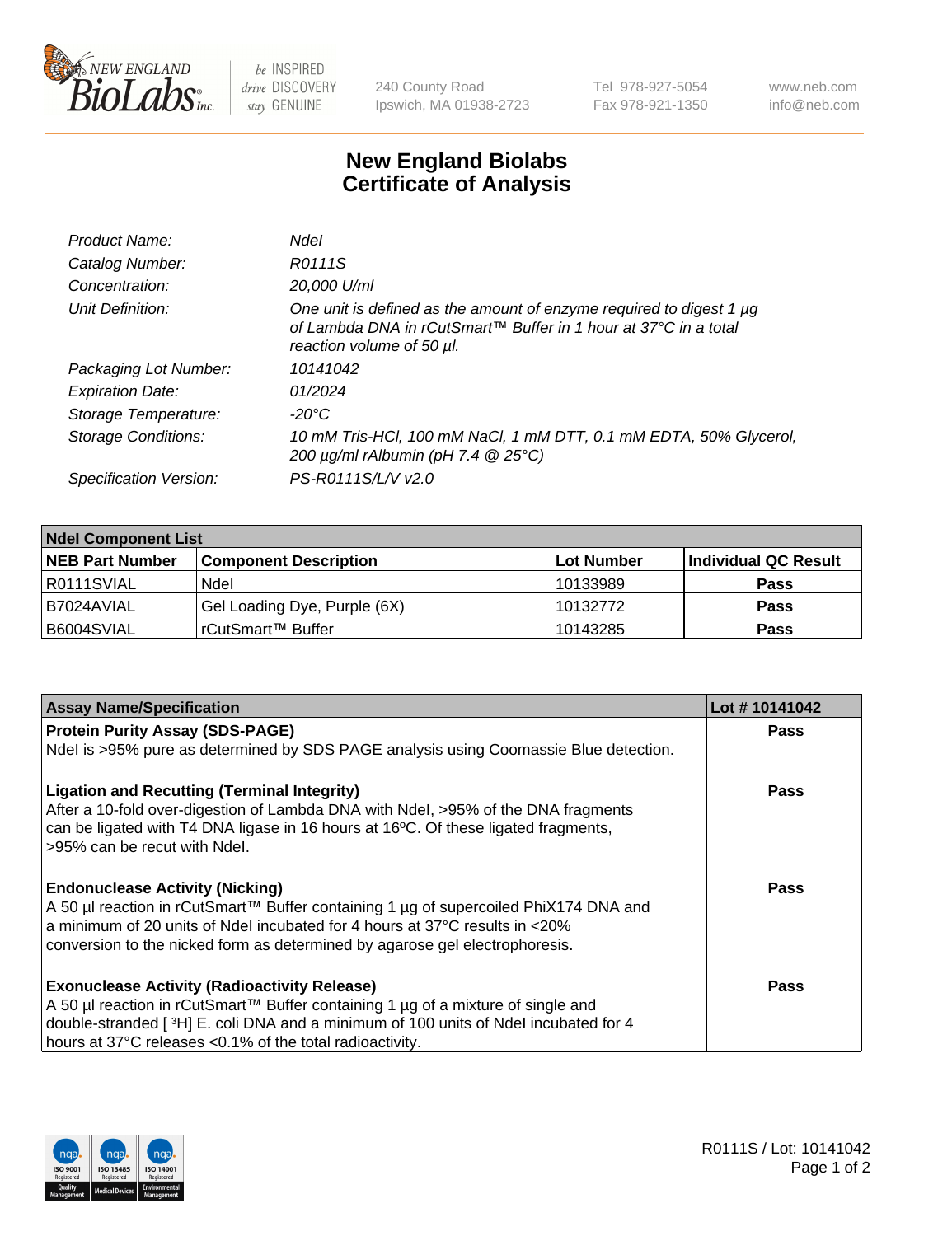New England Biolabs
240 County Road
Ipswich, MA 01938-2723
Tel 978-927-5054
Fax 978-921-1350
www.neb.com
info@neb.com

# New England Biolabs Certificate of Analysis

| | |
|---|---|
| *Product Name:* | *NdeI* |
| *Catalog Number:* | *R0111S* |
| *Concentration:* | *20,000 U/ml* |
| *Unit Definition:* | *One unit is defined as the amount of enzyme required to digest 1 µg of Lambda DNA in rCutSmart™ Buffer in 1 hour at 37°C in a total reaction volume of 50 µl.* |
| *Packaging Lot Number:* | *10141042* |
| *Expiration Date:* | *01/2024* |
| *Storage Temperature:* | *-20°C* |
| *Storage Conditions:* | *10 mM Tris-HCl, 100 mM NaCl, 1 mM DTT, 0.1 mM EDTA, 50% Glycerol, 200 µg/ml rAlbumin (pH 7.4 @ 25°C)* |
| *Specification Version:* | *PS-R0111S/L/V v2.0* |

| **NdeI Component List** | | | |
|---|---|---|---|
| **NEB Part Number** | **Component Description** | **Lot Number** | **Individual QC Result** |
| R0111SVIAL | NdeI | 10133989 | **Pass** |
| B7024AVIAL | Gel Loading Dye, Purple (6X) | 10132772 | **Pass** |
| B6004SVIAL | rCutSmart™ Buffer | 10143285 | **Pass** |

| **Assay Name/Specification** | **Lot # 10141042** |
|---|---|
| **Protein Purity Assay (SDS-PAGE)**<br>NdeI is >95% pure as determined by SDS PAGE analysis using Coomassie Blue detection. | **Pass** |
| **Ligation and Recutting (Terminal Integrity)**<br>After a 10-fold over-digestion of Lambda DNA with NdeI, >95% of the DNA fragments can be ligated with T4 DNA ligase in 16 hours at 16ºC. Of these ligated fragments, >95% can be recut with NdeI. | **Pass** |
| **Endonuclease Activity (Nicking)**<br>A 50 µl reaction in rCutSmart™ Buffer containing 1 µg of supercoiled PhiX174 DNA and a minimum of 20 units of NdeI incubated for 4 hours at 37°C results in <20% conversion to the nicked form as determined by agarose gel electrophoresis. | **Pass** |
| **Exonuclease Activity (Radioactivity Release)**<br>A 50 µl reaction in rCutSmart™ Buffer containing 1 µg of a mixture of single and double-stranded [ $^3$H] E. coli DNA and a minimum of 100 units of NdeI incubated for 4 hours at 37°C releases <0.1% of the total radioactivity. | **Pass** |

R0111S / Lot: 10141042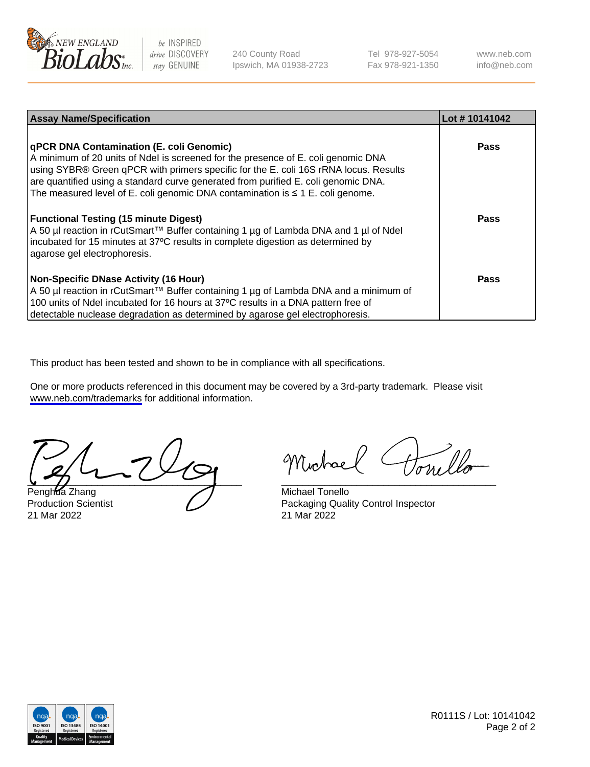| Assay Name/Specification | Lot # 10141042 |
|---|---|
| **qPCR DNA Contamination (E. coli Genomic)**<br>A minimum of 20 units of NdeI is screened for the presence of E. coli genomic DNA using SYBR® Green qPCR with primers specific for the E. coli 16S rRNA locus. Results are quantified using a standard curve generated from purified E. coli genomic DNA. The measured level of E. coli genomic DNA contamination is ≤ 1 E. coli genome. | **Pass** |
| **Functional Testing (15 minute Digest)**<br>A 50 µl reaction in rCutSmart™ Buffer containing 1 µg of Lambda DNA and 1 µl of NdeI incubated for 15 minutes at 37ºC results in complete digestion as determined by agarose gel electrophoresis. | **Pass** |
| **Non-Specific DNase Activity (16 Hour)**<br>A 50 µl reaction in rCutSmart™ Buffer containing 1 µg of Lambda DNA and a minimum of 100 units of NdeI incubated for 16 hours at 37ºC results in a DNA pattern free of detectable nuclease degradation as determined by agarose gel electrophoresis. | **Pass** |

This product has been tested and shown to be in compliance with all specifications.

One or more products referenced in this document may be covered by a 3rd-party trademark. Please visit www.neb.com/trademarks for additional information.

Penghua Zhang
Production Scientist
21 Mar 2022

Michael Tonello
Packaging Quality Control Inspector
21 Mar 2022

R0111S / Lot: 10141042